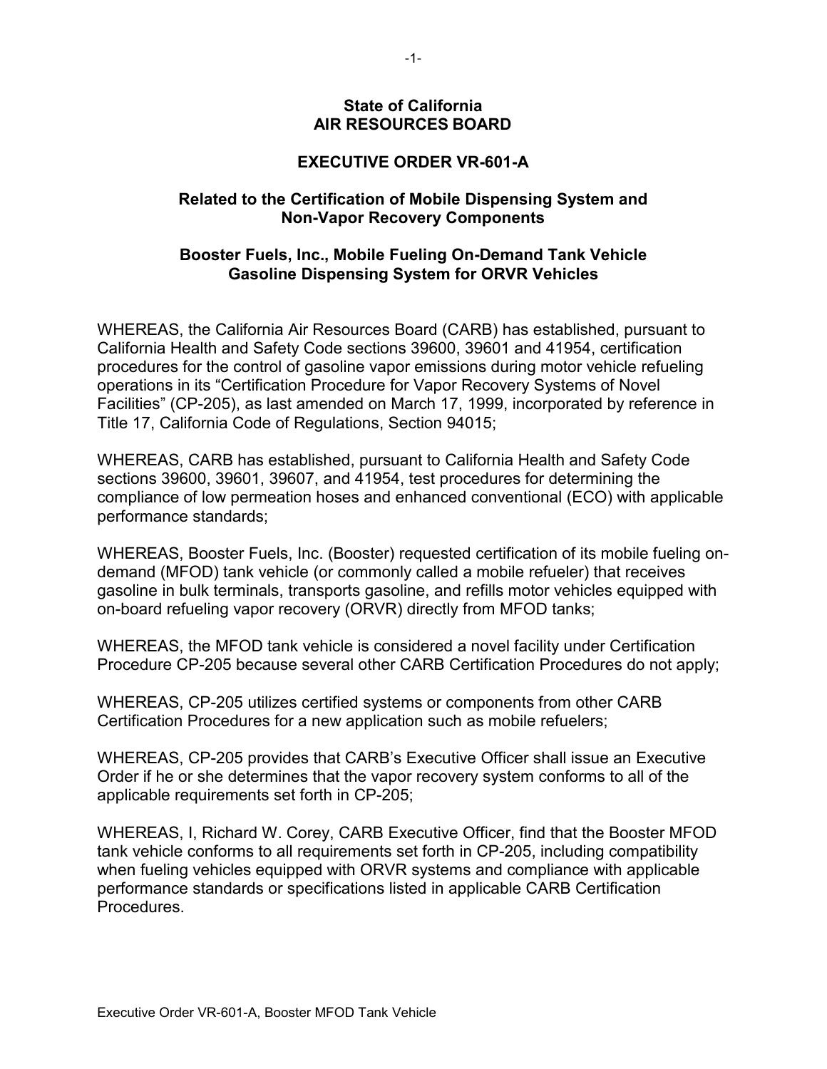**State of California**
**AIR RESOURCES BOARD**

# EXECUTIVE ORDER VR-601-A

## Related to the Certification of Mobile Dispensing System and Non-Vapor Recovery Components

## Booster Fuels, Inc., Mobile Fueling On-Demand Tank Vehicle Gasoline Dispensing System for ORVR Vehicles

WHEREAS, the California Air Resources Board (CARB) has established, pursuant to California Health and Safety Code sections 39600, 39601 and 41954, certification procedures for the control of gasoline vapor emissions during motor vehicle refueling operations in its "Certification Procedure for Vapor Recovery Systems of Novel Facilities" (CP-205), as last amended on March 17, 1999, incorporated by reference in Title 17, California Code of Regulations, Section 94015;

WHEREAS, CARB has established, pursuant to California Health and Safety Code sections 39600, 39601, 39607, and 41954, test procedures for determining the compliance of low permeation hoses and enhanced conventional (ECO) with applicable performance standards;

WHEREAS, Booster Fuels, Inc. (Booster) requested certification of its mobile fueling on-demand (MFOD) tank vehicle (or commonly called a mobile refueler) that receives gasoline in bulk terminals, transports gasoline, and refills motor vehicles equipped with on-board refueling vapor recovery (ORVR) directly from MFOD tanks;

WHEREAS, the MFOD tank vehicle is considered a novel facility under Certification Procedure CP-205 because several other CARB Certification Procedures do not apply;

WHEREAS, CP-205 utilizes certified systems or components from other CARB Certification Procedures for a new application such as mobile refuelers;

WHEREAS, CP-205 provides that CARB's Executive Officer shall issue an Executive Order if he or she determines that the vapor recovery system conforms to all of the applicable requirements set forth in CP-205;

WHEREAS, I, Richard W. Corey, CARB Executive Officer, find that the Booster MFOD tank vehicle conforms to all requirements set forth in CP-205, including compatibility when fueling vehicles equipped with ORVR systems and compliance with applicable performance standards or specifications listed in applicable CARB Certification Procedures.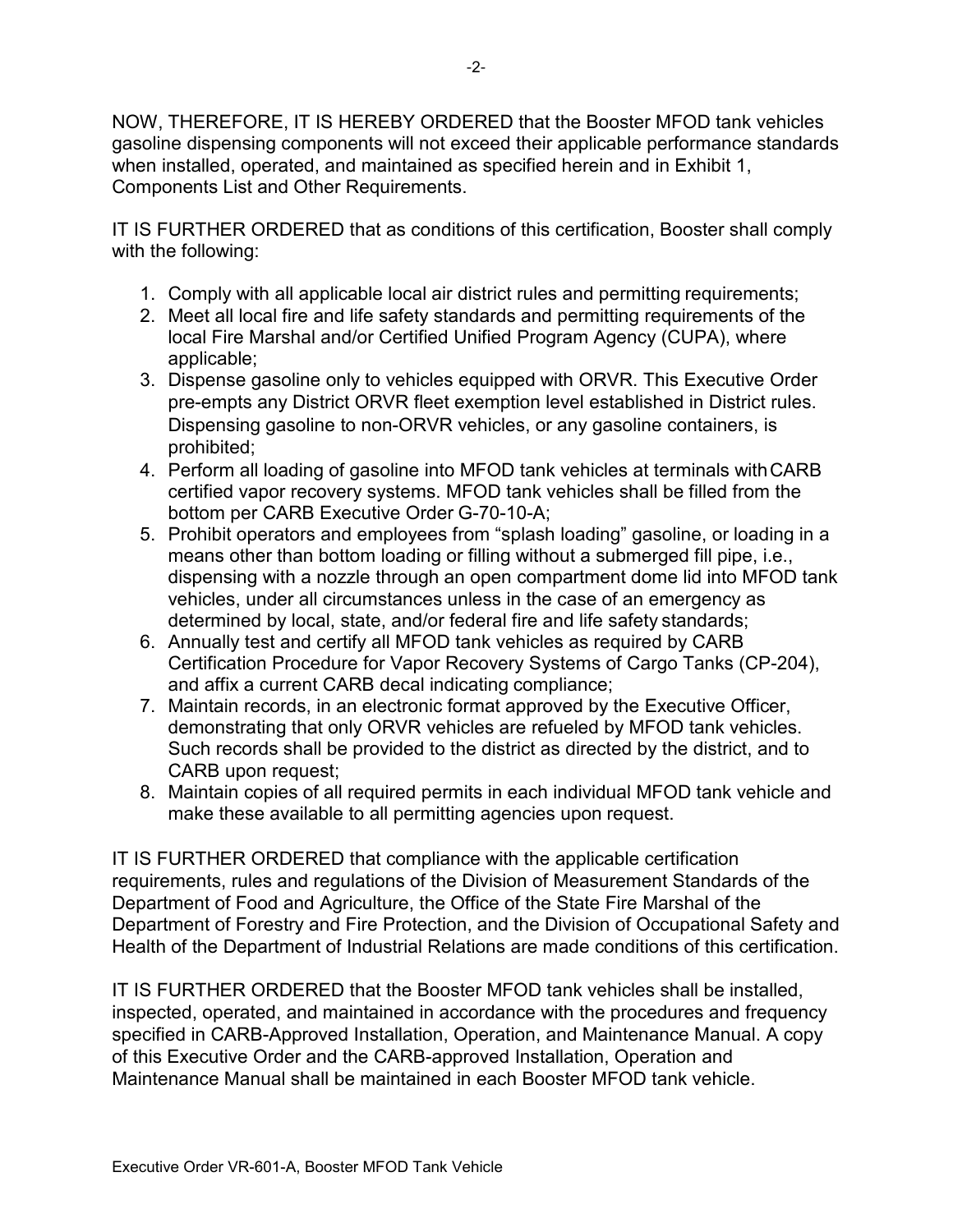NOW, THEREFORE, IT IS HEREBY ORDERED that the Booster MFOD tank vehicles gasoline dispensing components will not exceed their applicable performance standards when installed, operated, and maintained as specified herein and in Exhibit 1, Components List and Other Requirements.

IT IS FURTHER ORDERED that as conditions of this certification, Booster shall comply with the following:

1. Comply with all applicable local air district rules and permitting requirements;
2. Meet all local fire and life safety standards and permitting requirements of the local Fire Marshal and/or Certified Unified Program Agency (CUPA), where applicable;
3. Dispense gasoline only to vehicles equipped with ORVR. This Executive Order pre-empts any District ORVR fleet exemption level established in District rules. Dispensing gasoline to non-ORVR vehicles, or any gasoline containers, is prohibited;
4. Perform all loading of gasoline into MFOD tank vehicles at terminals with CARB certified vapor recovery systems. MFOD tank vehicles shall be filled from the bottom per CARB Executive Order G-70-10-A;
5. Prohibit operators and employees from "splash loading" gasoline, or loading in a means other than bottom loading or filling without a submerged fill pipe, i.e., dispensing with a nozzle through an open compartment dome lid into MFOD tank vehicles, under all circumstances unless in the case of an emergency as determined by local, state, and/or federal fire and life safety standards;
6. Annually test and certify all MFOD tank vehicles as required by CARB Certification Procedure for Vapor Recovery Systems of Cargo Tanks (CP-204), and affix a current CARB decal indicating compliance;
7. Maintain records, in an electronic format approved by the Executive Officer, demonstrating that only ORVR vehicles are refueled by MFOD tank vehicles. Such records shall be provided to the district as directed by the district, and to CARB upon request;
8. Maintain copies of all required permits in each individual MFOD tank vehicle and make these available to all permitting agencies upon request.

IT IS FURTHER ORDERED that compliance with the applicable certification requirements, rules and regulations of the Division of Measurement Standards of the Department of Food and Agriculture, the Office of the State Fire Marshal of the Department of Forestry and Fire Protection, and the Division of Occupational Safety and Health of the Department of Industrial Relations are made conditions of this certification.

IT IS FURTHER ORDERED that the Booster MFOD tank vehicles shall be installed, inspected, operated, and maintained in accordance with the procedures and frequency specified in CARB-Approved Installation, Operation, and Maintenance Manual. A copy of this Executive Order and the CARB-approved Installation, Operation and Maintenance Manual shall be maintained in each Booster MFOD tank vehicle.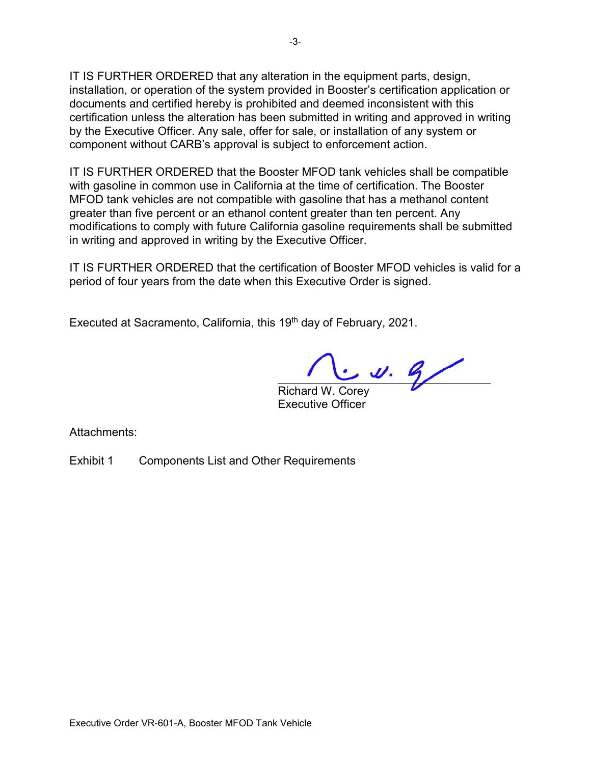IT IS FURTHER ORDERED that any alteration in the equipment parts, design, installation, or operation of the system provided in Booster's certification application or documents and certified hereby is prohibited and deemed inconsistent with this certification unless the alteration has been submitted in writing and approved in writing by the Executive Officer. Any sale, offer for sale, or installation of any system or component without CARB's approval is subject to enforcement action.

IT IS FURTHER ORDERED that the Booster MFOD tank vehicles shall be compatible with gasoline in common use in California at the time of certification. The Booster MFOD tank vehicles are not compatible with gasoline that has a methanol content greater than five percent or an ethanol content greater than ten percent. Any modifications to comply with future California gasoline requirements shall be submitted in writing and approved in writing by the Executive Officer.

IT IS FURTHER ORDERED that the certification of Booster MFOD vehicles is valid for a period of four years from the date when this Executive Order is signed.

Executed at Sacramento, California, this 19th day of February, 2021.

Richard W. Corey
Executive Officer

Attachments:

Exhibit 1 Components List and Other Requirements